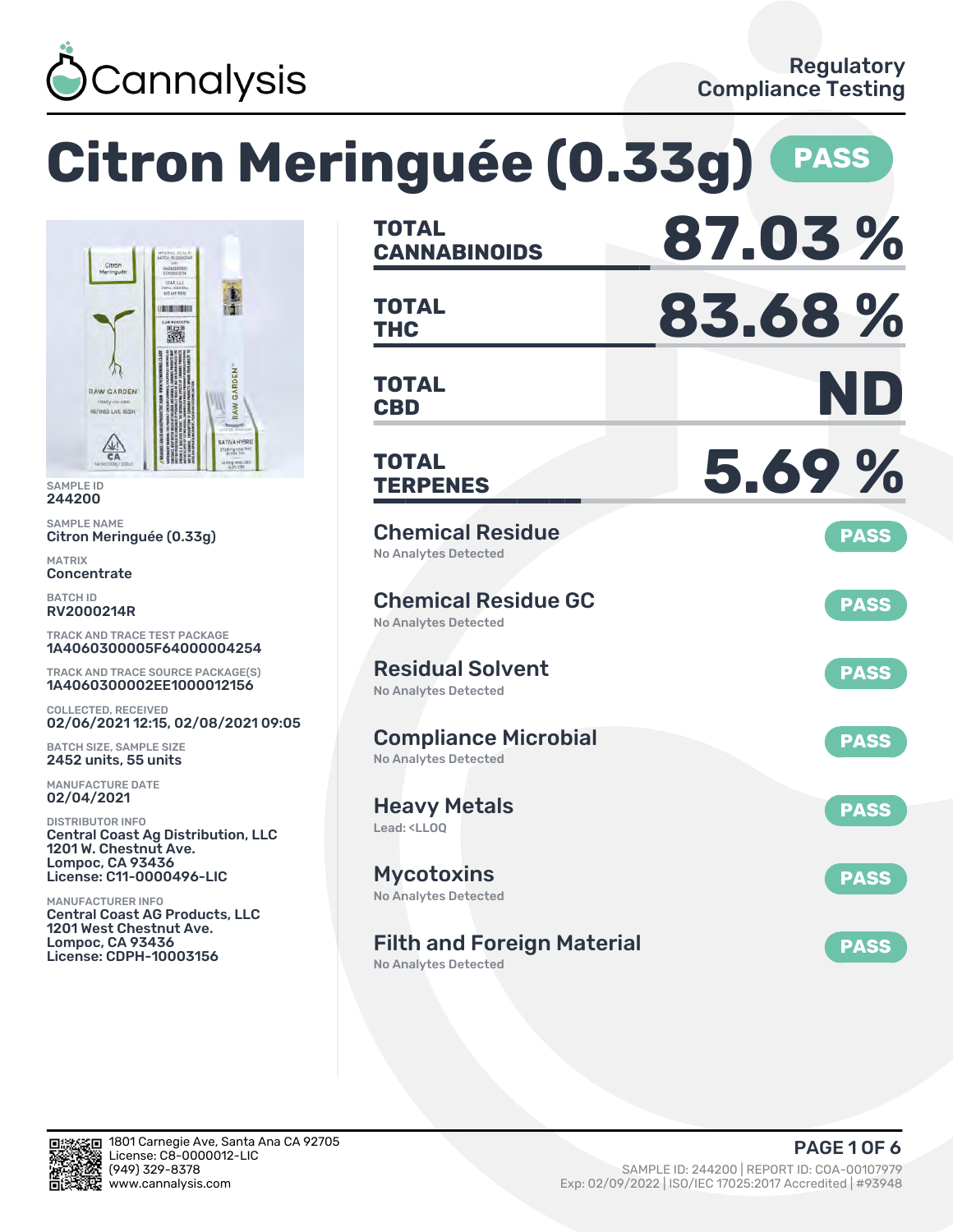Cannalysis

Regulatory Compliance Testing

# Citron Meringuée (0.33g) PASS

SAMPLE ID
244200

SAMPLE NAME
Citron Meringuée (0.33g)

MATRIX
Concentrate

BATCH ID
RV2000214R

TRACK AND TRACE TEST PACKAGE
1A4060300005F64000004254

TRACK AND TRACE SOURCE PACKAGE(S)
1A4060300002EE1000012156

COLLECTED, RECEIVED
02/06/2021 12:15, 02/08/2021 09:05

BATCH SIZE, SAMPLE SIZE
2452 units, 55 units

MANUFACTURE DATE
02/04/2021

DISTRIBUTOR INFO
Central Coast Ag Distribution, LLC
1201 W. Chestnut Ave.
Lompoc, CA 93436
License: C11-0000496-LIC

MANUFACTURER INFO
Central Coast AG Products, LLC
1201 West Chestnut Ave.
Lompoc, CA 93436
License: CDPH-10003156

| | |
|---|---|
| TOTAL CANNABINOIDS | 87.03 % |
| TOTAL THC | 83.68 % |
| TOTAL CBD | ND |
| TOTAL TERPENES | 5.69 % |

| Test | Result |
|---|---|
| Chemical Residue<br>No Analytes Detected | PASS |
| Chemical Residue GC<br>No Analytes Detected | PASS |
| Residual Solvent<br>No Analytes Detected | PASS |
| Compliance Microbial<br>No Analytes Detected | PASS |
| Heavy Metals<br>Lead: <LLOQ | PASS |
| Mycotoxins<br>No Analytes Detected | PASS |
| Filth and Foreign Material<br>No Analytes Detected | PASS |

1801 Carnegie Ave, Santa Ana CA 92705
License: C8-0000012-LIC
(949) 329-8378
www.cannalysis.com

SAMPLE ID: 244200 | REPORT ID: COA-00107979
Exp: 02/09/2022 | ISO/IEC 17025:2017 Accredited | #93948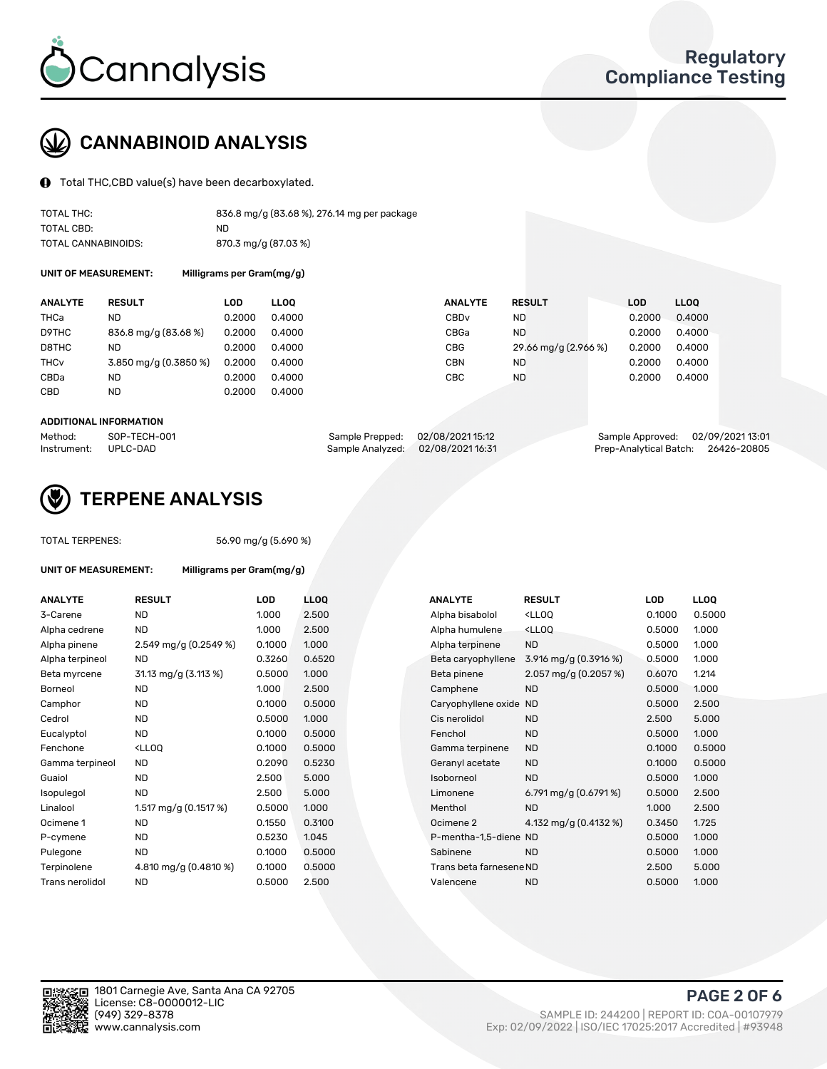# CANNABINOID ANALYSIS

Total THC,CBD value(s) have been decarboxylated.

| | |
|---|---|
| TOTAL THC: | 836.8 mg/g (83.68 %), 276.14 mg per package |
| TOTAL CBD: | ND |
| TOTAL CANNABINOIDS: | 870.3 mg/g (87.03 %) |

**UNIT OF MEASUREMENT:** Milligrams per Gram(mg/g)

| ANALYTE | RESULT | LOD | LLOQ | ANALYTE | RESULT | LOD | LLOQ |
|---|---|---|---|---|---|---|---|
| THCa | ND | 0.2000 | 0.4000 | CBDv | ND | 0.2000 | 0.4000 |
| D9THC | 836.8 mg/g (83.68 %) | 0.2000 | 0.4000 | CBGa | ND | 0.2000 | 0.4000 |
| D8THC | ND | 0.2000 | 0.4000 | CBG | 29.66 mg/g (2.966 %) | 0.2000 | 0.4000 |
| THCv | 3.850 mg/g (0.3850 %) | 0.2000 | 0.4000 | CBN | ND | 0.2000 | 0.4000 |
| CBDa | ND | 0.2000 | 0.4000 | CBC | ND | 0.2000 | 0.4000 |
| CBD | ND | 0.2000 | 0.4000 | | | | |

**ADDITIONAL INFORMATION**

| | | | | | |
|---|---|---|---|---|---|
| Method: | SOP-TECH-001 | Sample Prepped: | 02/08/2021 15:12 | Sample Approved: | 02/09/2021 13:01 |
| Instrument: | UPLC-DAD | Sample Analyzed: | 02/08/2021 16:31 | Prep-Analytical Batch: | 26426-20805 |

# TERPENE ANALYSIS

TOTAL TERPENES: 56.90 mg/g (5.690 %)

**UNIT OF MEASUREMENT:** Milligrams per Gram(mg/g)

| ANALYTE | RESULT | LOD | LLOQ | ANALYTE | RESULT | LOD | LLOQ |
|---|---|---|---|---|---|---|---|
| 3-Carene | ND | 1.000 | 2.500 | Alpha bisabolol | <LLOQ | 0.1000 | 0.5000 |
| Alpha cedrene | ND | 1.000 | 2.500 | Alpha humulene | <LLOQ | 0.5000 | 1.000 |
| Alpha pinene | 2.549 mg/g (0.2549 %) | 0.1000 | 1.000 | Alpha terpinene | ND | 0.5000 | 1.000 |
| Alpha terpineol | ND | 0.3260 | 0.6520 | Beta caryophyllene | 3.916 mg/g (0.3916 %) | 0.5000 | 1.000 |
| Beta myrcene | 31.13 mg/g (3.113 %) | 0.5000 | 1.000 | Beta pinene | 2.057 mg/g (0.2057 %) | 0.6070 | 1.214 |
| Borneol | ND | 1.000 | 2.500 | Camphene | ND | 0.5000 | 1.000 |
| Camphor | ND | 0.1000 | 0.5000 | Caryophyllene oxide | ND | 0.5000 | 2.500 |
| Cedrol | ND | 0.5000 | 1.000 | Cis nerolidol | ND | 2.500 | 5.000 |
| Eucalyptol | ND | 0.1000 | 0.5000 | Fenchol | ND | 0.5000 | 1.000 |
| Fenchone | <LLOQ | 0.1000 | 0.5000 | Gamma terpinene | ND | 0.1000 | 0.5000 |
| Gamma terpineol | ND | 0.2090 | 0.5230 | Geranyl acetate | ND | 0.1000 | 0.5000 |
| Guaiol | ND | 2.500 | 5.000 | Isoborneol | ND | 0.5000 | 1.000 |
| Isopulegol | ND | 2.500 | 5.000 | Limonene | 6.791 mg/g (0.6791 %) | 0.5000 | 2.500 |
| Linalool | 1.517 mg/g (0.1517 %) | 0.5000 | 1.000 | Menthol | ND | 1.000 | 2.500 |
| Ocimene 1 | ND | 0.1550 | 0.3100 | Ocimene 2 | 4.132 mg/g (0.4132 %) | 0.3450 | 1.725 |
| P-cymene | ND | 0.5230 | 1.045 | P-mentha-1,5-diene | ND | 0.5000 | 1.000 |
| Pulegone | ND | 0.1000 | 0.5000 | Sabinene | ND | 0.5000 | 1.000 |
| Terpinolene | 4.810 mg/g (0.4810 %) | 0.1000 | 0.5000 | Trans beta farnesene | ND | 2.500 | 5.000 |
| Trans nerolidol | ND | 0.5000 | 2.500 | Valencene | ND | 0.5000 | 1.000 |

1801 Carnegie Ave, Santa Ana CA 92705
License: C8-0000012-LIC
(949) 329-8378
www.cannalysis.com

SAMPLE ID: 244200 | REPORT ID: COA-00107979
Exp: 02/09/2022 | ISO/IEC 17025:2017 Accredited | #93948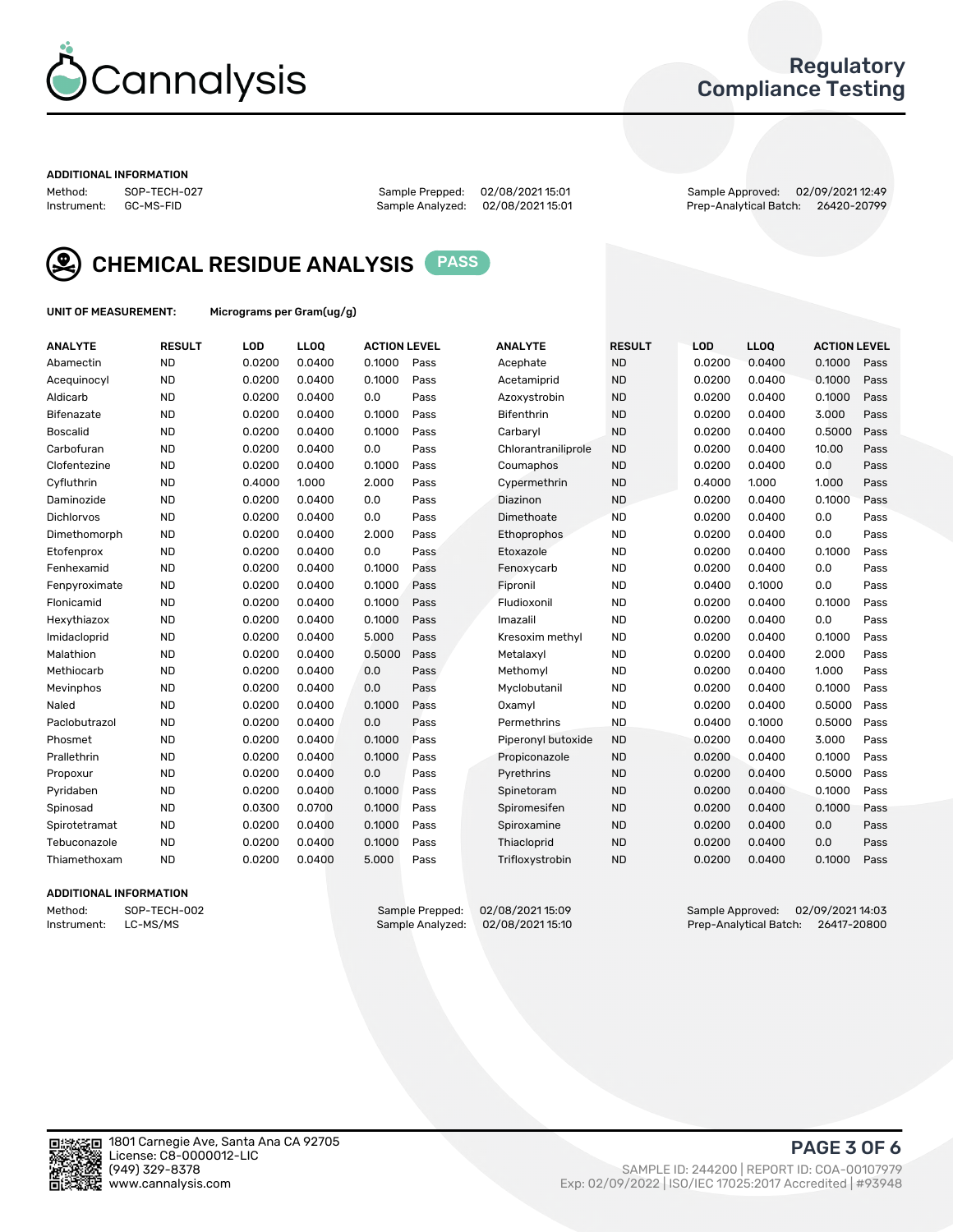# Cannalysis

## Regulatory Compliance Testing

**ADDITIONAL INFORMATION**

Method: SOP-TECH-027
Instrument: GC-MS-FID

Sample Prepped: 02/08/2021 15:01
Sample Analyzed: 02/08/2021 15:01

Sample Approved: 02/09/2021 12:49
Prep-Analytical Batch: 26420-20799

## CHEMICAL RESIDUE ANALYSIS PASS

**UNIT OF MEASUREMENT:** Micrograms per Gram(ug/g)

| ANALYTE | RESULT | LOD | LLOQ | ACTION LEVEL | | ANALYTE | RESULT | LOD | LLOQ | ACTION LEVEL | |
|---|---|---|---|---|---|---|---|---|---|---|---|
| Abamectin | ND | 0.0200 | 0.0400 | 0.1000 | Pass | Acephate | ND | 0.0200 | 0.0400 | 0.1000 | Pass |
| Acequinocyl | ND | 0.0200 | 0.0400 | 0.1000 | Pass | Acetamiprid | ND | 0.0200 | 0.0400 | 0.1000 | Pass |
| Aldicarb | ND | 0.0200 | 0.0400 | 0.0 | Pass | Azoxystrobin | ND | 0.0200 | 0.0400 | 0.1000 | Pass |
| Bifenazate | ND | 0.0200 | 0.0400 | 0.1000 | Pass | Bifenthrin | ND | 0.0200 | 0.0400 | 3.000 | Pass |
| Boscalid | ND | 0.0200 | 0.0400 | 0.1000 | Pass | Carbaryl | ND | 0.0200 | 0.0400 | 0.5000 | Pass |
| Carbofuran | ND | 0.0200 | 0.0400 | 0.0 | Pass | Chlorantraniliprole | ND | 0.0200 | 0.0400 | 10.00 | Pass |
| Clofentezine | ND | 0.0200 | 0.0400 | 0.1000 | Pass | Coumaphos | ND | 0.0200 | 0.0400 | 0.0 | Pass |
| Cyfluthrin | ND | 0.4000 | 1.000 | 2.000 | Pass | Cypermethrin | ND | 0.4000 | 1.000 | 1.000 | Pass |
| Daminozide | ND | 0.0200 | 0.0400 | 0.0 | Pass | Diazinon | ND | 0.0200 | 0.0400 | 0.1000 | Pass |
| Dichlorvos | ND | 0.0200 | 0.0400 | 0.0 | Pass | Dimethoate | ND | 0.0200 | 0.0400 | 0.0 | Pass |
| Dimethomorph | ND | 0.0200 | 0.0400 | 2.000 | Pass | Ethoprophos | ND | 0.0200 | 0.0400 | 0.0 | Pass |
| Etofenprox | ND | 0.0200 | 0.0400 | 0.0 | Pass | Etoxazole | ND | 0.0200 | 0.0400 | 0.1000 | Pass |
| Fenhexamid | ND | 0.0200 | 0.0400 | 0.1000 | Pass | Fenoxycarb | ND | 0.0200 | 0.0400 | 0.0 | Pass |
| Fenpyroximate | ND | 0.0200 | 0.0400 | 0.1000 | Pass | Fipronil | ND | 0.0400 | 0.1000 | 0.0 | Pass |
| Flonicamid | ND | 0.0200 | 0.0400 | 0.1000 | Pass | Fludioxonil | ND | 0.0200 | 0.0400 | 0.1000 | Pass |
| Hexythiazox | ND | 0.0200 | 0.0400 | 0.1000 | Pass | Imazalil | ND | 0.0200 | 0.0400 | 0.0 | Pass |
| Imidacloprid | ND | 0.0200 | 0.0400 | 5.000 | Pass | Kresoxim methyl | ND | 0.0200 | 0.0400 | 0.1000 | Pass |
| Malathion | ND | 0.0200 | 0.0400 | 0.5000 | Pass | Metalaxyl | ND | 0.0200 | 0.0400 | 2.000 | Pass |
| Methiocarb | ND | 0.0200 | 0.0400 | 0.0 | Pass | Methomyl | ND | 0.0200 | 0.0400 | 1.000 | Pass |
| Mevinphos | ND | 0.0200 | 0.0400 | 0.0 | Pass | Myclobutanil | ND | 0.0200 | 0.0400 | 0.1000 | Pass |
| Naled | ND | 0.0200 | 0.0400 | 0.1000 | Pass | Oxamyl | ND | 0.0200 | 0.0400 | 0.5000 | Pass |
| Paclobutrazol | ND | 0.0200 | 0.0400 | 0.0 | Pass | Permethrins | ND | 0.0400 | 0.1000 | 0.5000 | Pass |
| Phosmet | ND | 0.0200 | 0.0400 | 0.1000 | Pass | Piperonyl butoxide | ND | 0.0200 | 0.0400 | 3.000 | Pass |
| Prallethrin | ND | 0.0200 | 0.0400 | 0.1000 | Pass | Propiconazole | ND | 0.0200 | 0.0400 | 0.1000 | Pass |
| Propoxur | ND | 0.0200 | 0.0400 | 0.0 | Pass | Pyrethrins | ND | 0.0200 | 0.0400 | 0.5000 | Pass |
| Pyridaben | ND | 0.0200 | 0.0400 | 0.1000 | Pass | Spinetoram | ND | 0.0200 | 0.0400 | 0.1000 | Pass |
| Spinosad | ND | 0.0300 | 0.0700 | 0.1000 | Pass | Spiromesifen | ND | 0.0200 | 0.0400 | 0.1000 | Pass |
| Spirotetramat | ND | 0.0200 | 0.0400 | 0.1000 | Pass | Spiroxamine | ND | 0.0200 | 0.0400 | 0.0 | Pass |
| Tebuconazole | ND | 0.0200 | 0.0400 | 0.1000 | Pass | Thiacloprid | ND | 0.0200 | 0.0400 | 0.0 | Pass |
| Thiamethoxam | ND | 0.0200 | 0.0400 | 5.000 | Pass | Trifloxystrobin | ND | 0.0200 | 0.0400 | 0.1000 | Pass |

**ADDITIONAL INFORMATION**

Method: SOP-TECH-002
Instrument: LC-MS/MS

Sample Prepped: 02/08/2021 15:09
Sample Analyzed: 02/08/2021 15:10

Sample Approved: 02/09/2021 14:03
Prep-Analytical Batch: 26417-20800

1801 Carnegie Ave, Santa Ana CA 92705
License: C8-0000012-LIC
(949) 329-8378
www.cannalysis.com

SAMPLE ID: 244200 | REPORT ID: COA-00107979
Exp: 02/09/2022 | ISO/IEC 17025:2017 Accredited | #93948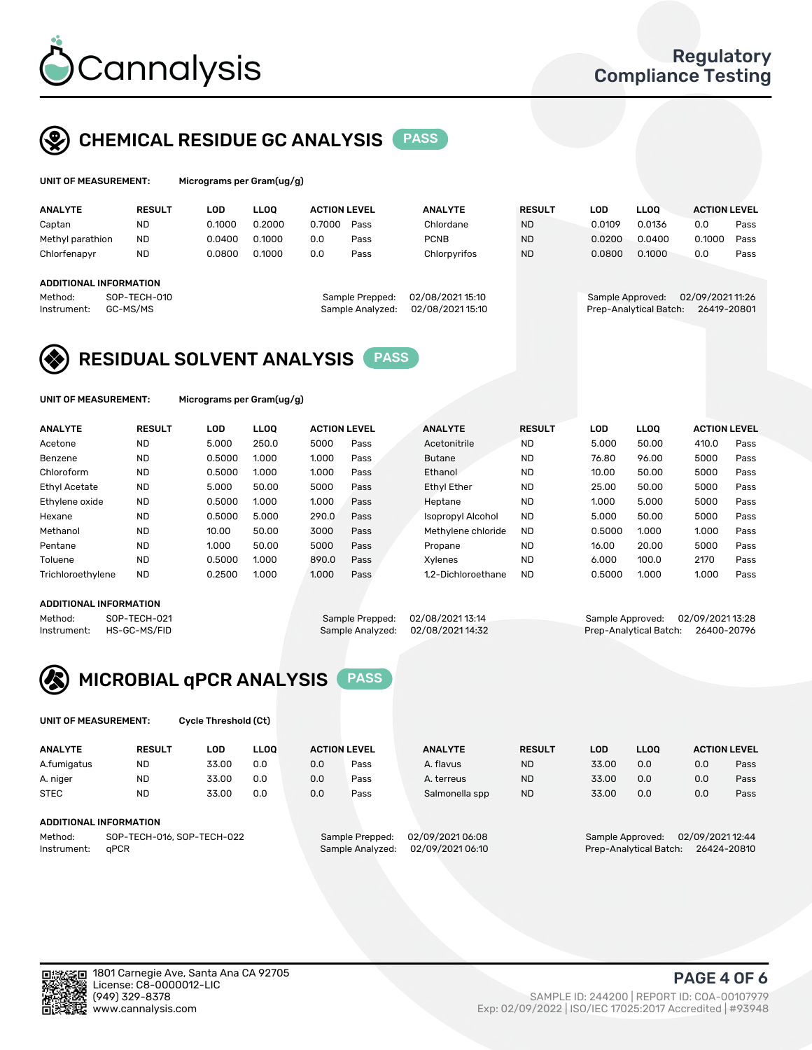Cannalysis

Regulatory Compliance Testing

## CHEMICAL RESIDUE GC ANALYSIS PASS

**UNIT OF MEASUREMENT:** Micrograms per Gram(ug/g)

| ANALYTE | RESULT | LOD | LLOQ | ACTION LEVEL | | ANALYTE | RESULT | LOD | LLOQ | ACTION LEVEL | |
|---|---|---|---|---|---|---|---|---|---|---|---|
| Captan | ND | 0.1000 | 0.2000 | 0.7000 | Pass | Chlordane | ND | 0.0109 | 0.0136 | 0.0 | Pass |
| Methyl parathion | ND | 0.0400 | 0.1000 | 0.0 | Pass | PCNB | ND | 0.0200 | 0.0400 | 0.1000 | Pass |
| Chlorfenapyr | ND | 0.0800 | 0.1000 | 0.0 | Pass | Chlorpyrifos | ND | 0.0800 | 0.1000 | 0.0 | Pass |

**ADDITIONAL INFORMATION**

Method: SOP-TECH-010
Instrument: GC-MS/MS
Sample Prepped: 02/08/2021 15:10
Sample Analyzed: 02/08/2021 15:10
Sample Approved: 02/09/2021 11:26
Prep-Analytical Batch: 26419-20801

## RESIDUAL SOLVENT ANALYSIS PASS

**UNIT OF MEASUREMENT:** Micrograms per Gram(ug/g)

| ANALYTE | RESULT | LOD | LLOQ | ACTION LEVEL | | ANALYTE | RESULT | LOD | LLOQ | ACTION LEVEL | |
|---|---|---|---|---|---|---|---|---|---|---|---|
| Acetone | ND | 5.000 | 250.0 | 5000 | Pass | Acetonitrile | ND | 5.000 | 50.00 | 410.0 | Pass |
| Benzene | ND | 0.5000 | 1.000 | 1.000 | Pass | Butane | ND | 76.80 | 96.00 | 5000 | Pass |
| Chloroform | ND | 0.5000 | 1.000 | 1.000 | Pass | Ethanol | ND | 10.00 | 50.00 | 5000 | Pass |
| Ethyl Acetate | ND | 5.000 | 50.00 | 5000 | Pass | Ethyl Ether | ND | 25.00 | 50.00 | 5000 | Pass |
| Ethylene oxide | ND | 0.5000 | 1.000 | 1.000 | Pass | Heptane | ND | 1.000 | 5.000 | 5000 | Pass |
| Hexane | ND | 0.5000 | 5.000 | 290.0 | Pass | Isopropyl Alcohol | ND | 5.000 | 50.00 | 5000 | Pass |
| Methanol | ND | 10.00 | 50.00 | 3000 | Pass | Methylene chloride | ND | 0.5000 | 1.000 | 1.000 | Pass |
| Pentane | ND | 1.000 | 50.00 | 5000 | Pass | Propane | ND | 16.00 | 20.00 | 5000 | Pass |
| Toluene | ND | 0.5000 | 1.000 | 890.0 | Pass | Xylenes | ND | 6.000 | 100.0 | 2170 | Pass |
| Trichloroethylene | ND | 0.2500 | 1.000 | 1.000 | Pass | 1,2-Dichloroethane | ND | 0.5000 | 1.000 | 1.000 | Pass |

**ADDITIONAL INFORMATION**

Method: SOP-TECH-021
Instrument: HS-GC-MS/FID
Sample Prepped: 02/08/2021 13:14
Sample Analyzed: 02/08/2021 14:32
Sample Approved: 02/09/2021 13:28
Prep-Analytical Batch: 26400-20796

## MICROBIAL qPCR ANALYSIS PASS

**UNIT OF MEASUREMENT:** Cycle Threshold (Ct)

| ANALYTE | RESULT | LOD | LLOQ | ACTION LEVEL | | ANALYTE | RESULT | LOD | LLOQ | ACTION LEVEL | |
|---|---|---|---|---|---|---|---|---|---|---|---|
| A.fumigatus | ND | 33.00 | 0.0 | 0.0 | Pass | A. flavus | ND | 33.00 | 0.0 | 0.0 | Pass |
| A. niger | ND | 33.00 | 0.0 | 0.0 | Pass | A. terreus | ND | 33.00 | 0.0 | 0.0 | Pass |
| STEC | ND | 33.00 | 0.0 | 0.0 | Pass | Salmonella spp | ND | 33.00 | 0.0 | 0.0 | Pass |

**ADDITIONAL INFORMATION**

Method: SOP-TECH-016, SOP-TECH-022
Instrument: qPCR
Sample Prepped: 02/09/2021 06:08
Sample Analyzed: 02/09/2021 06:10
Sample Approved: 02/09/2021 12:44
Prep-Analytical Batch: 26424-20810

1801 Carnegie Ave, Santa Ana CA 92705
License: C8-0000012-LIC
(949) 329-8378
www.cannalysis.com

SAMPLE ID: 244200 | REPORT ID: COA-00107979
Exp: 02/09/2022 | ISO/IEC 17025:2017 Accredited | #93948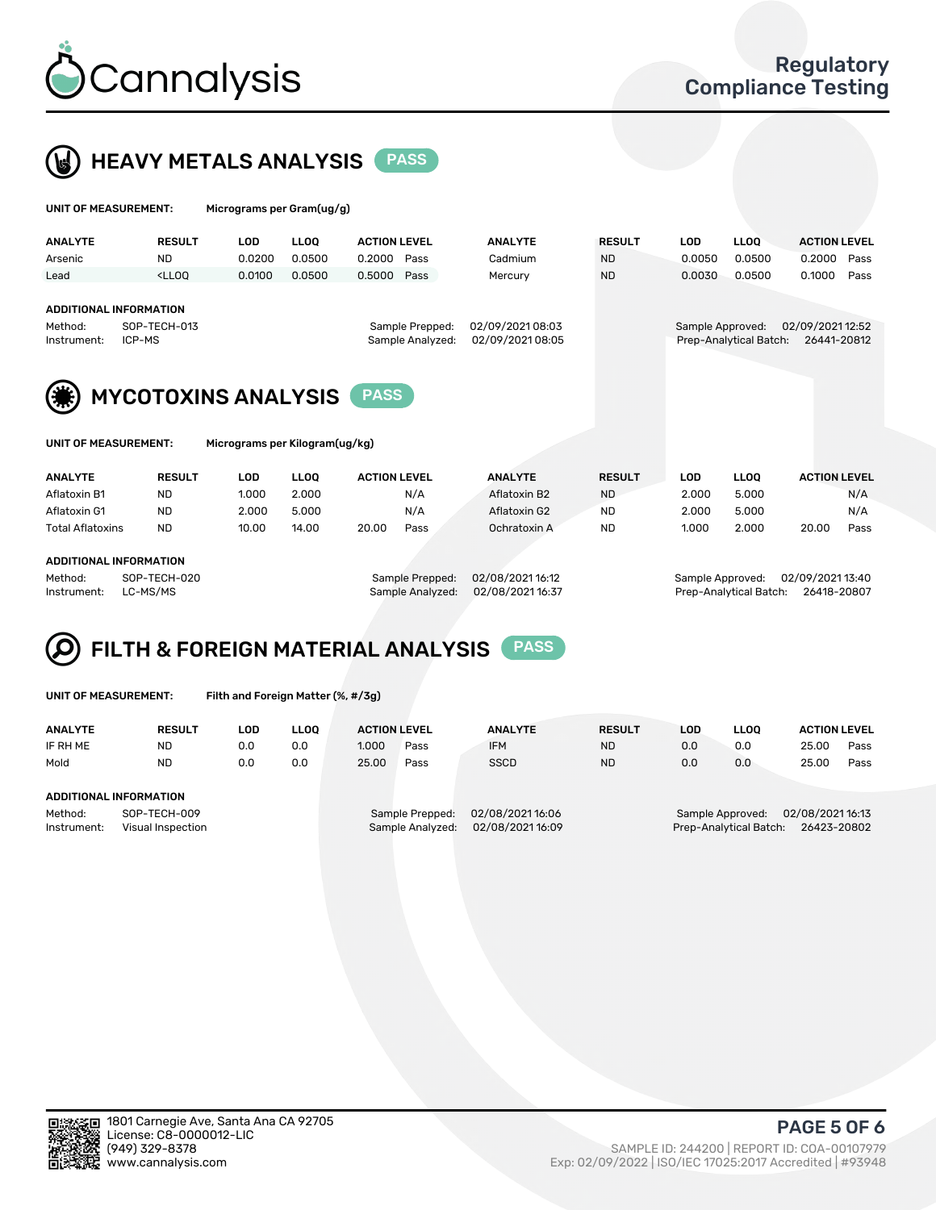# Cannalysis

## Regulatory Compliance Testing

## HEAVY METALS ANALYSIS PASS

**UNIT OF MEASUREMENT:** Micrograms per Gram(ug/g)

| ANALYTE | RESULT | LOD | LLOQ | ACTION LEVEL | | ANALYTE | RESULT | LOD | LLOQ | ACTION LEVEL | |
|---|---|---|---|---|---|---|---|---|---|---|---|
| Arsenic | ND | 0.0200 | 0.0500 | 0.2000 | Pass | Cadmium | ND | 0.0050 | 0.0500 | 0.2000 | Pass |
| Lead | <LLOQ | 0.0100 | 0.0500 | 0.5000 | Pass | Mercury | ND | 0.0030 | 0.0500 | 0.1000 | Pass |

**ADDITIONAL INFORMATION**

Method: SOP-TECH-013
Instrument: ICP-MS
Sample Prepped: 02/09/2021 08:03
Sample Analyzed: 02/09/2021 08:05
Sample Approved: 02/09/2021 12:52
Prep-Analytical Batch: 26441-20812

## MYCOTOXINS ANALYSIS PASS

**UNIT OF MEASUREMENT:** Micrograms per Kilogram(ug/kg)

| ANALYTE | RESULT | LOD | LLOQ | ACTION LEVEL | | ANALYTE | RESULT | LOD | LLOQ | ACTION LEVEL | |
|---|---|---|---|---|---|---|---|---|---|---|---|
| Aflatoxin B1 | ND | 1.000 | 2.000 | | N/A | Aflatoxin B2 | ND | 2.000 | 5.000 | | N/A |
| Aflatoxin G1 | ND | 2.000 | 5.000 | | N/A | Aflatoxin G2 | ND | 2.000 | 5.000 | | N/A |
| Total Aflatoxins | ND | 10.00 | 14.00 | 20.00 | Pass | Ochratoxin A | ND | 1.000 | 2.000 | 20.00 | Pass |

**ADDITIONAL INFORMATION**

Method: SOP-TECH-020
Instrument: LC-MS/MS
Sample Prepped: 02/08/2021 16:12
Sample Analyzed: 02/08/2021 16:37
Sample Approved: 02/09/2021 13:40
Prep-Analytical Batch: 26418-20807

## FILTH & FOREIGN MATERIAL ANALYSIS PASS

**UNIT OF MEASUREMENT:** Filth and Foreign Matter (%, #/3g)

| ANALYTE | RESULT | LOD | LLOQ | ACTION LEVEL | | ANALYTE | RESULT | LOD | LLOQ | ACTION LEVEL | |
|---|---|---|---|---|---|---|---|---|---|---|---|
| IF RH ME | ND | 0.0 | 0.0 | 1.000 | Pass | IFM | ND | 0.0 | 0.0 | 25.00 | Pass |
| Mold | ND | 0.0 | 0.0 | 25.00 | Pass | SSCD | ND | 0.0 | 0.0 | 25.00 | Pass |

**ADDITIONAL INFORMATION**

Method: SOP-TECH-009
Instrument: Visual Inspection
Sample Prepped: 02/08/2021 16:06
Sample Analyzed: 02/08/2021 16:09
Sample Approved: 02/08/2021 16:13
Prep-Analytical Batch: 26423-20802

1801 Carnegie Ave, Santa Ana CA 92705
License: C8-0000012-LIC
(949) 329-8378
www.cannalysis.com

SAMPLE ID: 244200 | REPORT ID: COA-00107979
Exp: 02/09/2022 | ISO/IEC 17025:2017 Accredited | #93948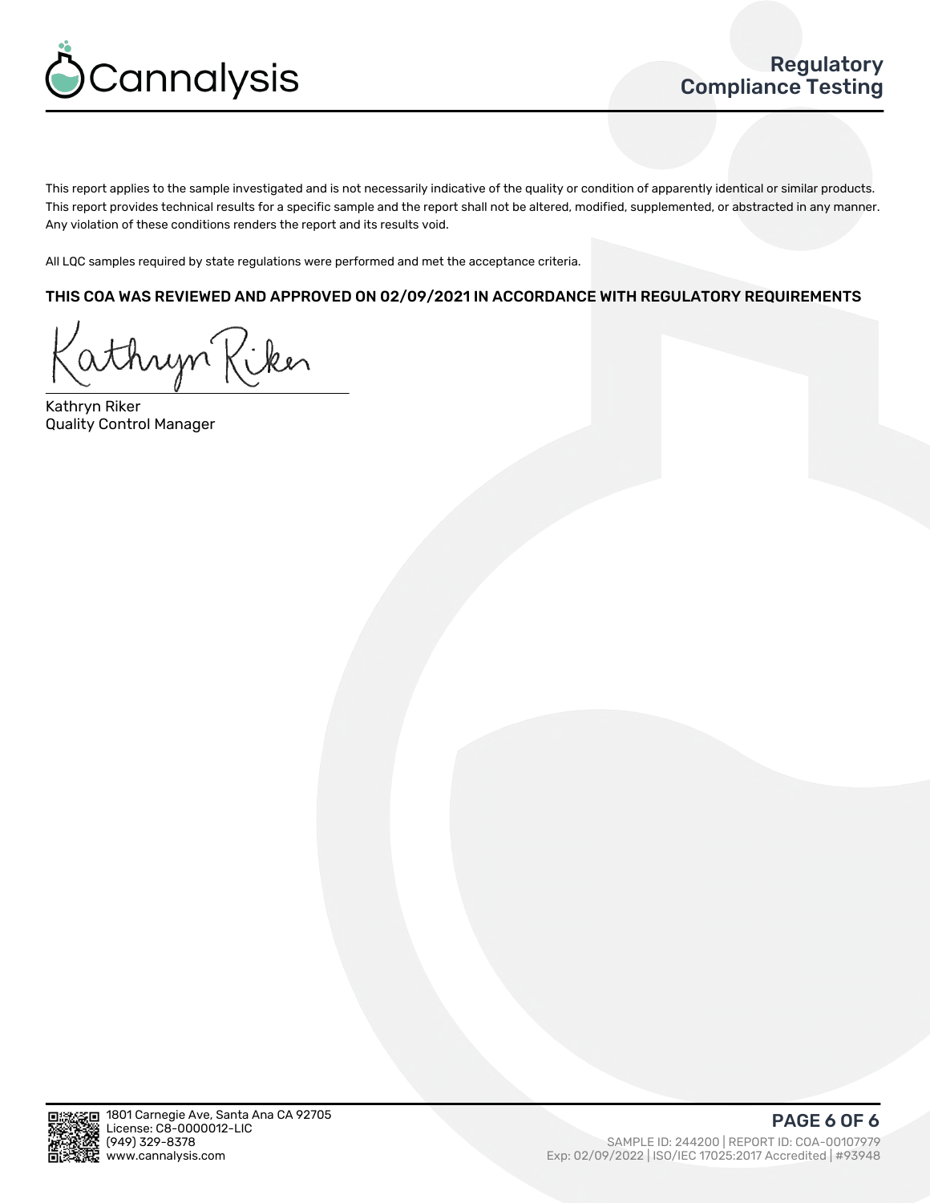This report applies to the sample investigated and is not necessarily indicative of the quality or condition of apparently identical or similar products. This report provides technical results for a specific sample and the report shall not be altered, modified, supplemented, or abstracted in any manner. Any violation of these conditions renders the report and its results void.

All LQC samples required by state regulations were performed and met the acceptance criteria.

**THIS COA WAS REVIEWED AND APPROVED ON 02/09/2021 IN ACCORDANCE WITH REGULATORY REQUIREMENTS**

Kathryn Riker
Quality Control Manager

1801 Carnegie Ave, Santa Ana CA 92705
License: C8-0000012-LIC
(949) 329-8378
www.cannalysis.com

SAMPLE ID: 244200 | REPORT ID: COA-00107979
Exp: 02/09/2022 | ISO/IEC 17025:2017 Accredited | #93948